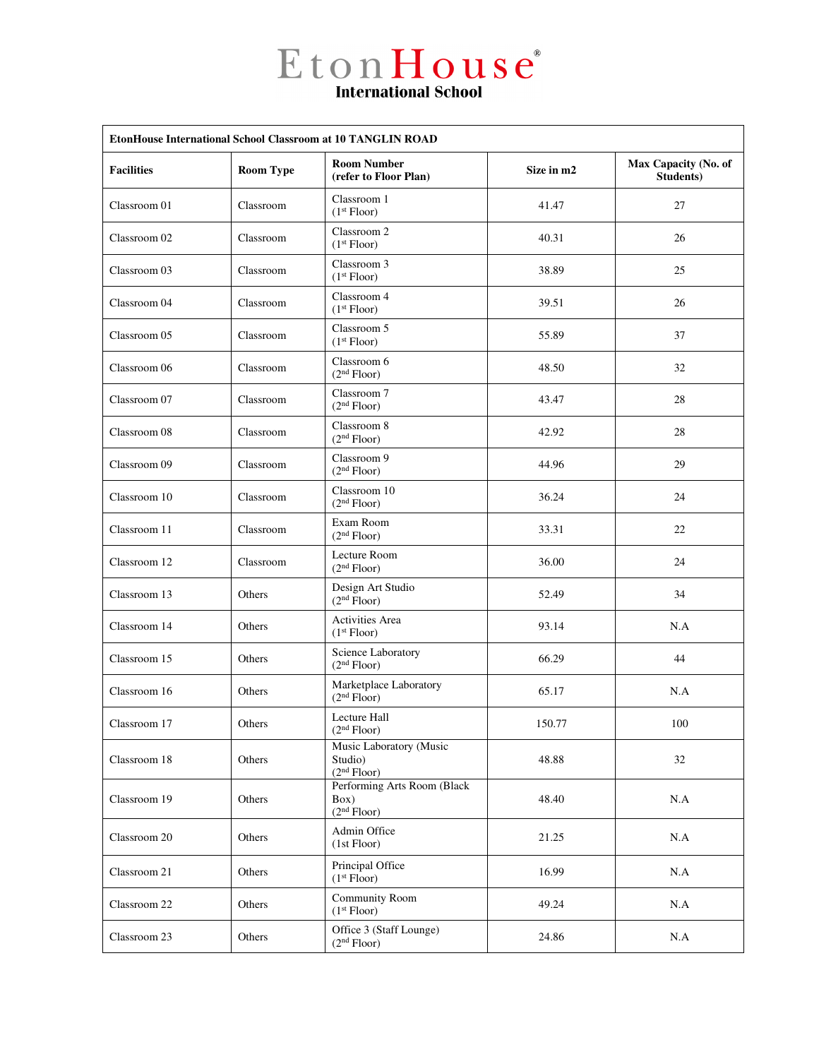# EtonHouse International School

| EtonHouse International School Classroom at 10 TANGLIN ROAD | | | | |
|---|---|---|---|---|
| **Facilities** | **Room Type** | **Room Number (refer to Floor Plan)** | **Size in m2** | **Max Capacity (No. of Students)** |
| Classroom 01 | Classroom | Classroom 1 (1st Floor) | 41.47 | 27 |
| Classroom 02 | Classroom | Classroom 2 (1st Floor) | 40.31 | 26 |
| Classroom 03 | Classroom | Classroom 3 (1st Floor) | 38.89 | 25 |
| Classroom 04 | Classroom | Classroom 4 (1st Floor) | 39.51 | 26 |
| Classroom 05 | Classroom | Classroom 5 (1st Floor) | 55.89 | 37 |
| Classroom 06 | Classroom | Classroom 6 (2nd Floor) | 48.50 | 32 |
| Classroom 07 | Classroom | Classroom 7 (2nd Floor) | 43.47 | 28 |
| Classroom 08 | Classroom | Classroom 8 (2nd Floor) | 42.92 | 28 |
| Classroom 09 | Classroom | Classroom 9 (2nd Floor) | 44.96 | 29 |
| Classroom 10 | Classroom | Classroom 10 (2nd Floor) | 36.24 | 24 |
| Classroom 11 | Classroom | Exam Room (2nd Floor) | 33.31 | 22 |
| Classroom 12 | Classroom | Lecture Room (2nd Floor) | 36.00 | 24 |
| Classroom 13 | Others | Design Art Studio (2nd Floor) | 52.49 | 34 |
| Classroom 14 | Others | Activities Area (1st Floor) | 93.14 | N.A |
| Classroom 15 | Others | Science Laboratory (2nd Floor) | 66.29 | 44 |
| Classroom 16 | Others | Marketplace Laboratory (2nd Floor) | 65.17 | N.A |
| Classroom 17 | Others | Lecture Hall (2nd Floor) | 150.77 | 100 |
| Classroom 18 | Others | Music Laboratory (Music Studio) (2nd Floor) | 48.88 | 32 |
| Classroom 19 | Others | Performing Arts Room (Black Box) (2nd Floor) | 48.40 | N.A |
| Classroom 20 | Others | Admin Office (1st Floor) | 21.25 | N.A |
| Classroom 21 | Others | Principal Office (1st Floor) | 16.99 | N.A |
| Classroom 22 | Others | Community Room (1st Floor) | 49.24 | N.A |
| Classroom 23 | Others | Office 3 (Staff Lounge) (2nd Floor) | 24.86 | N.A |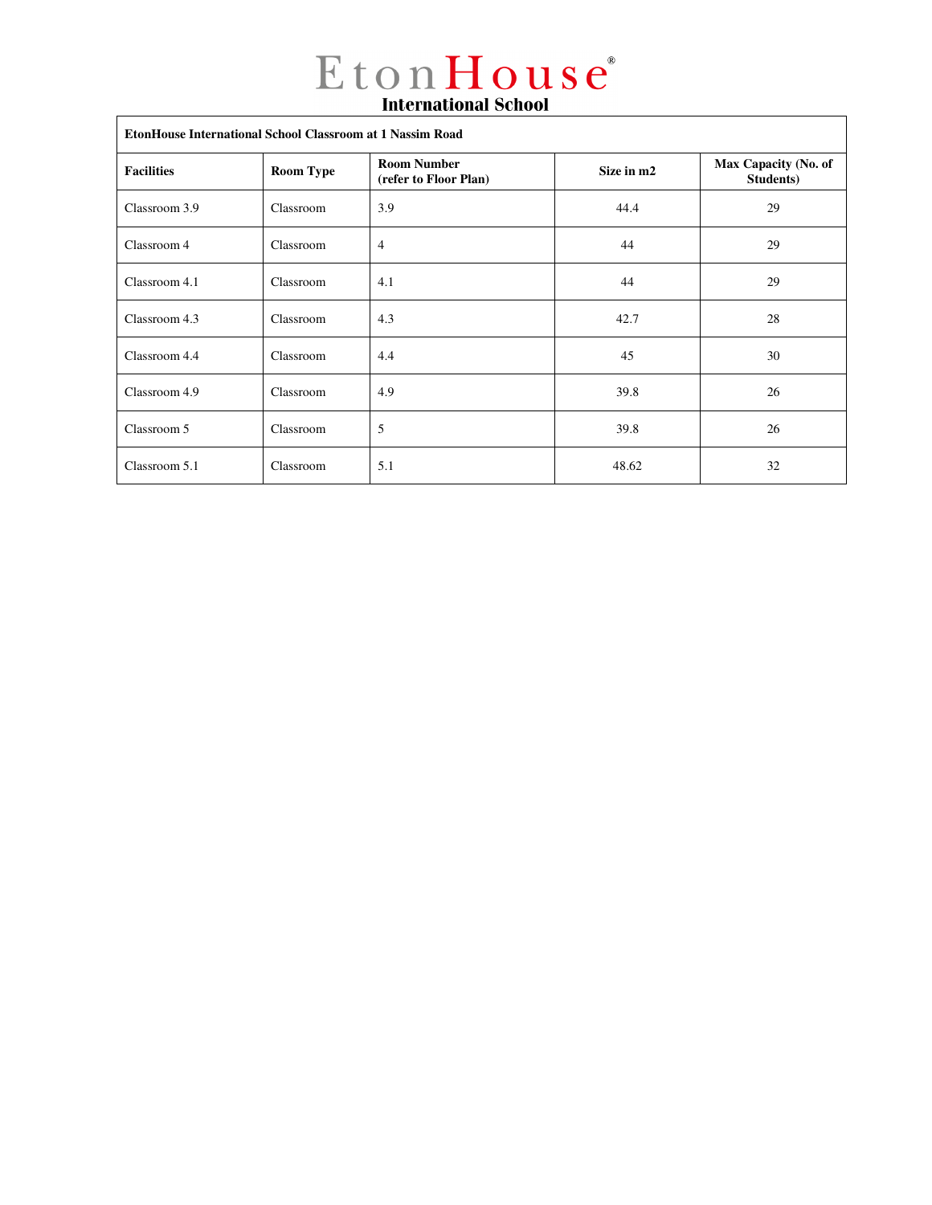# EtonHouse International School

| EtonHouse International School Classroom at 1 Nassim Road | | | | |
|---|---|---|---|---|
| **Facilities** | **Room Type** | **Room Number (refer to Floor Plan)** | **Size in m2** | **Max Capacity (No. of Students)** |
| Classroom 3.9 | Classroom | 3.9 | 44.4 | 29 |
| Classroom 4 | Classroom | 4 | 44 | 29 |
| Classroom 4.1 | Classroom | 4.1 | 44 | 29 |
| Classroom 4.3 | Classroom | 4.3 | 42.7 | 28 |
| Classroom 4.4 | Classroom | 4.4 | 45 | 30 |
| Classroom 4.9 | Classroom | 4.9 | 39.8 | 26 |
| Classroom 5 | Classroom | 5 | 39.8 | 26 |
| Classroom 5.1 | Classroom | 5.1 | 48.62 | 32 |